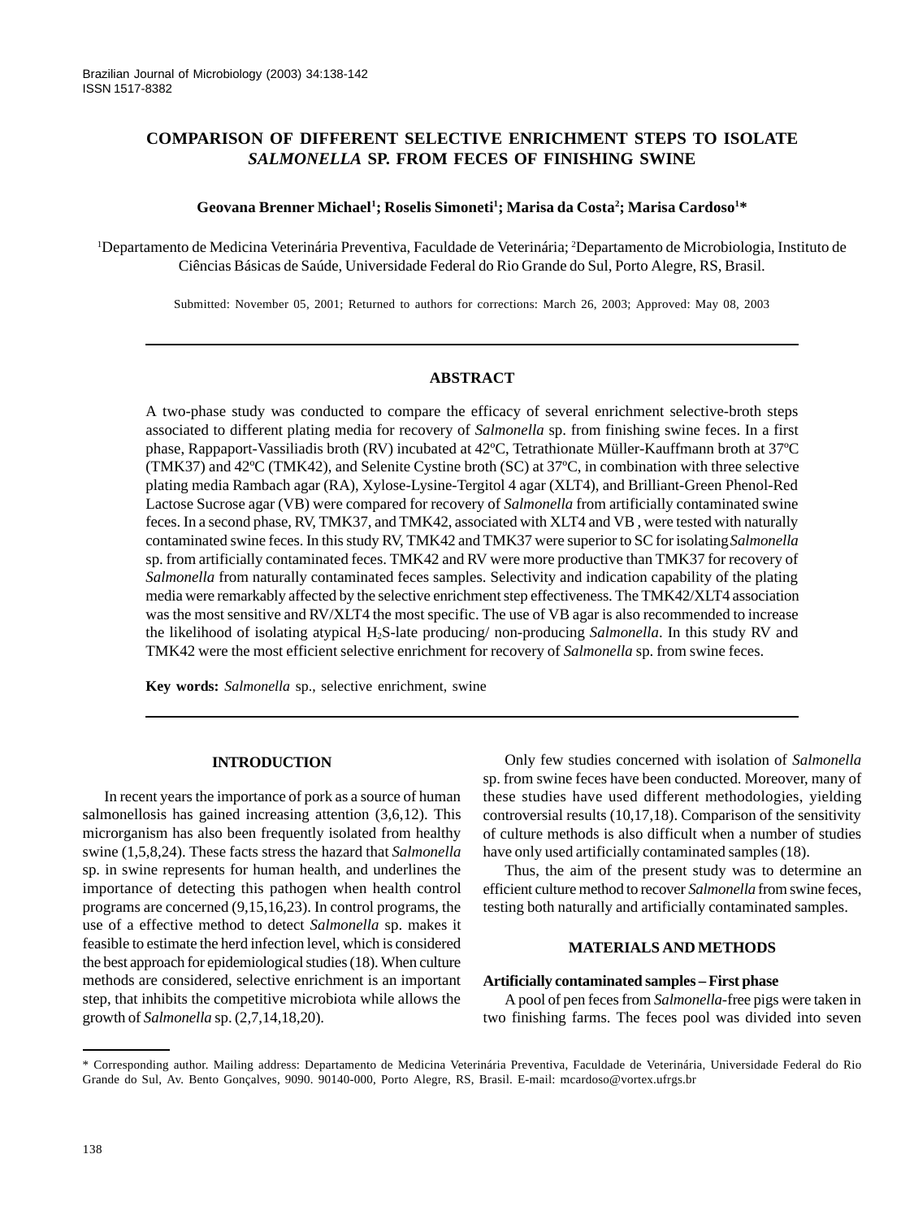# COMPARISON OF DIFFERENT SELECTIVE ENRICHMENT STEPS TO ISOLATE *SALMONELLA* SP. FROM FECES OF FINISHING SWINE

**Geovana Brenner Michael[1]; Roselis Simoneti[1]; Marisa da Costa[2]; Marisa Cardoso[1]***

[1]Departamento de Medicina Veterinária Preventiva, Faculdade de Veterinária; [2]Departamento de Microbiologia, Instituto de Ciências Básicas de Saúde, Universidade Federal do Rio Grande do Sul, Porto Alegre, RS, Brasil.

Submitted: November 05, 2001; Returned to authors for corrections: March 26, 2003; Approved: May 08, 2003

## ABSTRACT

A two-phase study was conducted to compare the efficacy of several enrichment selective-broth steps associated to different plating media for recovery of *Salmonella* sp. from finishing swine feces. In a first phase, Rappaport-Vassiliadis broth (RV) incubated at 42ºC, Tetrathionate Müller-Kauffmann broth at 37ºC (TMK37) and 42ºC (TMK42), and Selenite Cystine broth (SC) at 37ºC, in combination with three selective plating media Rambach agar (RA), Xylose-Lysine-Tergitol 4 agar (XLT4), and Brilliant-Green Phenol-Red Lactose Sucrose agar (VB) were compared for recovery of *Salmonella* from artificially contaminated swine feces. In a second phase, RV, TMK37, and TMK42, associated with XLT4 and VB , were tested with naturally contaminated swine feces. In this study RV, TMK42 and TMK37 were superior to SC for isolating *Salmonella* sp. from artificially contaminated feces. TMK42 and RV were more productive than TMK37 for recovery of *Salmonella* from naturally contaminated feces samples. Selectivity and indication capability of the plating media were remarkably affected by the selective enrichment step effectiveness. The TMK42/XLT4 association was the most sensitive and RV/XLT4 the most specific. The use of VB agar is also recommended to increase the likelihood of isolating atypical $H_2S$-late producing/ non-producing *Salmonella*. In this study RV and TMK42 were the most efficient selective enrichment for recovery of *Salmonella* sp. from swine feces.

**Key words:** *Salmonella* sp., selective enrichment, swine

## INTRODUCTION

In recent years the importance of pork as a source of human salmonellosis has gained increasing attention (3,6,12). This microrganism has also been frequently isolated from healthy swine (1,5,8,24). These facts stress the hazard that *Salmonella* sp. in swine represents for human health, and underlines the importance of detecting this pathogen when health control programs are concerned (9,15,16,23). In control programs, the use of a effective method to detect *Salmonella* sp. makes it feasible to estimate the herd infection level, which is considered the best approach for epidemiological studies (18). When culture methods are considered, selective enrichment is an important step, that inhibits the competitive microbiota while allows the growth of *Salmonella* sp. (2,7,14,18,20).

Only few studies concerned with isolation of *Salmonella* sp. from swine feces have been conducted. Moreover, many of these studies have used different methodologies, yielding controversial results (10,17,18). Comparison of the sensitivity of culture methods is also difficult when a number of studies have only used artificially contaminated samples (18).

Thus, the aim of the present study was to determine an efficient culture method to recover *Salmonella* from swine feces, testing both naturally and artificially contaminated samples.

## MATERIALS AND METHODS

### Artificially contaminated samples – First phase

A pool of pen feces from *Salmonella*-free pigs were taken in two finishing farms. The feces pool was divided into seven

---

\* Corresponding author. Mailing address: Departamento de Medicina Veterinária Preventiva, Faculdade de Veterinária, Universidade Federal do Rio Grande do Sul, Av. Bento Gonçalves, 9090. 90140-000, Porto Alegre, RS, Brasil. E-mail: mcardoso@vortex.ufrgs.br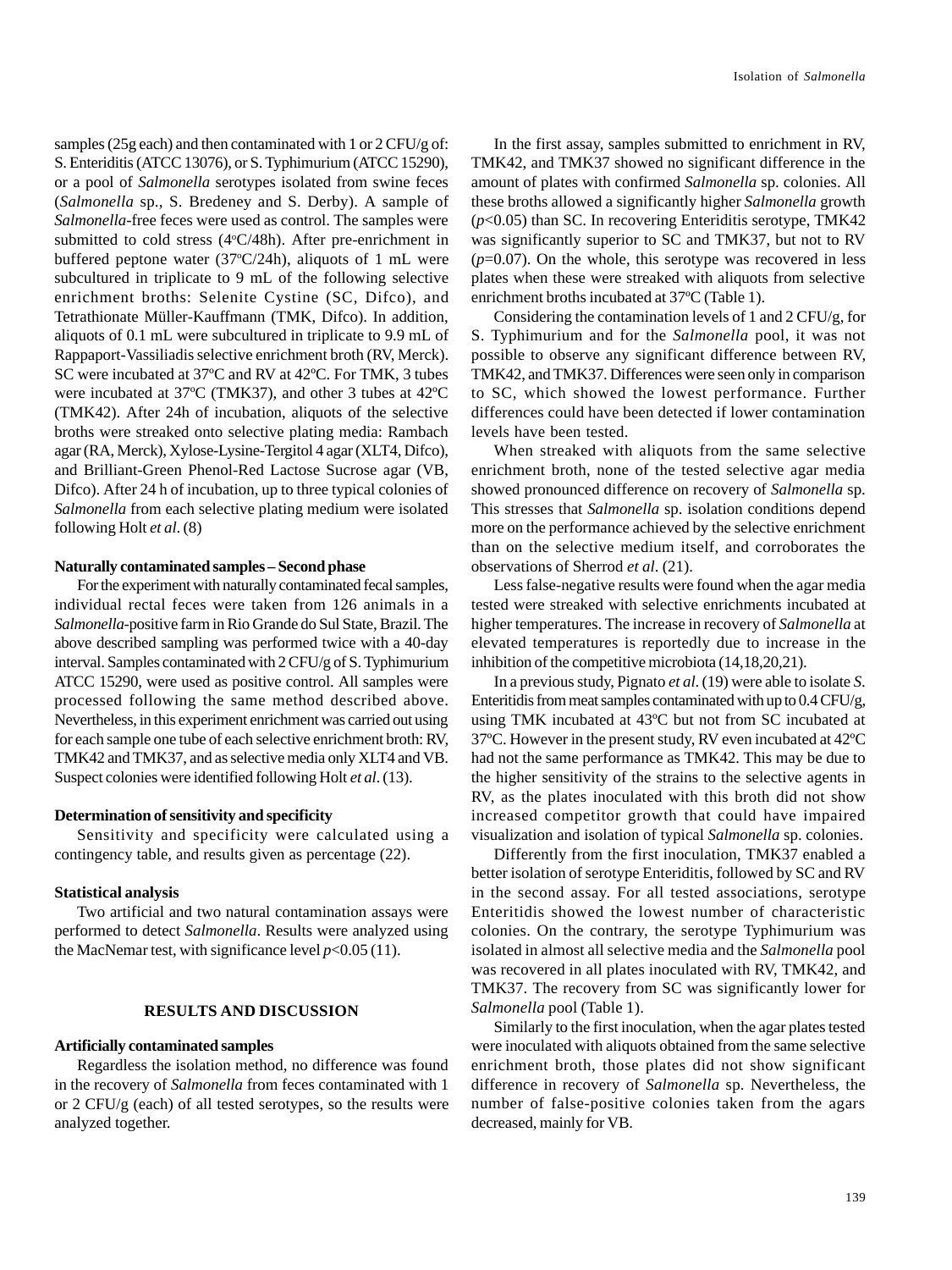samples (25g each) and then contaminated with 1 or 2 CFU/g of: S. Enteritidis (ATCC 13076), or S. Typhimurium (ATCC 15290), or a pool of *Salmonella* serotypes isolated from swine feces (*Salmonella* sp., S. Bredeney and S. Derby). A sample of *Salmonella*-free feces were used as control. The samples were submitted to cold stress (4ºC/48h). After pre-enrichment in buffered peptone water (37ºC/24h), aliquots of 1 mL were subcultured in triplicate to 9 mL of the following selective enrichment broths: Selenite Cystine (SC, Difco), and Tetrathionate Müller-Kauffmann (TMK, Difco). In addition, aliquots of 0.1 mL were subcultured in triplicate to 9.9 mL of Rappaport-Vassiliadis selective enrichment broth (RV, Merck). SC were incubated at 37ºC and RV at 42ºC. For TMK, 3 tubes were incubated at 37ºC (TMK37), and other 3 tubes at 42ºC (TMK42). After 24h of incubation, aliquots of the selective broths were streaked onto selective plating media: Rambach agar (RA, Merck), Xylose-Lysine-Tergitol 4 agar (XLT4, Difco), and Brilliant-Green Phenol-Red Lactose Sucrose agar (VB, Difco). After 24 h of incubation, up to three typical colonies of *Salmonella* from each selective plating medium were isolated following Holt *et al.* (8)

### Naturally contaminated samples – Second phase

For the experiment with naturally contaminated fecal samples, individual rectal feces were taken from 126 animals in a *Salmonella*-positive farm in Rio Grande do Sul State, Brazil. The above described sampling was performed twice with a 40-day interval. Samples contaminated with 2 CFU/g of S. Typhimurium ATCC 15290, were used as positive control. All samples were processed following the same method described above. Nevertheless, in this experiment enrichment was carried out using for each sample one tube of each selective enrichment broth: RV, TMK42 and TMK37, and as selective media only XLT4 and VB. Suspect colonies were identified following Holt *et al.* (13).

### Determination of sensitivity and specificity

Sensitivity and specificity were calculated using a contingency table, and results given as percentage (22).

### Statistical analysis

Two artificial and two natural contamination assays were performed to detect *Salmonella*. Results were analyzed using the MacNemar test, with significance level $p<0.05$ (11).

## RESULTS AND DISCUSSION

### Artificially contaminated samples

Regardless the isolation method, no difference was found in the recovery of *Salmonella* from feces contaminated with 1 or 2 CFU/g (each) of all tested serotypes, so the results were analyzed together.

In the first assay, samples submitted to enrichment in RV, TMK42, and TMK37 showed no significant difference in the amount of plates with confirmed *Salmonella* sp. colonies. All these broths allowed a significantly higher *Salmonella* growth ($p<0.05$) than SC. In recovering Enteriditis serotype, TMK42 was significantly superior to SC and TMK37, but not to RV ($p=0.07$). On the whole, this serotype was recovered in less plates when these were streaked with aliquots from selective enrichment broths incubated at 37ºC (Table 1).

Considering the contamination levels of 1 and 2 CFU/g, for S. Typhimurium and for the *Salmonella* pool, it was not possible to observe any significant difference between RV, TMK42, and TMK37. Differences were seen only in comparison to SC, which showed the lowest performance. Further differences could have been detected if lower contamination levels have been tested.

When streaked with aliquots from the same selective enrichment broth, none of the tested selective agar media showed pronounced difference on recovery of *Salmonella* sp. This stresses that *Salmonella* sp. isolation conditions depend more on the performance achieved by the selective enrichment than on the selective medium itself, and corroborates the observations of Sherrod *et al.* (21).

Less false-negative results were found when the agar media tested were streaked with selective enrichments incubated at higher temperatures. The increase in recovery of *Salmonella* at elevated temperatures is reportedly due to increase in the inhibition of the competitive microbiota (14,18,20,21).

In a previous study, Pignato *et al.* (19) were able to isolate *S.* Enteritidis from meat samples contaminated with up to 0.4 CFU/g, using TMK incubated at 43ºC but not from SC incubated at 37ºC. However in the present study, RV even incubated at 42ºC had not the same performance as TMK42. This may be due to the higher sensitivity of the strains to the selective agents in RV, as the plates inoculated with this broth did not show increased competitor growth that could have impaired visualization and isolation of typical *Salmonella* sp. colonies.

Differently from the first inoculation, TMK37 enabled a better isolation of serotype Enteritidis, followed by SC and RV in the second assay. For all tested associations, serotype Enteritidis showed the lowest number of characteristic colonies. On the contrary, the serotype Typhimurium was isolated in almost all selective media and the *Salmonella* pool was recovered in all plates inoculated with RV, TMK42, and TMK37. The recovery from SC was significantly lower for *Salmonella* pool (Table 1).

Similarly to the first inoculation, when the agar plates tested were inoculated with aliquots obtained from the same selective enrichment broth, those plates did not show significant difference in recovery of *Salmonella* sp. Nevertheless, the number of false-positive colonies taken from the agars decreased, mainly for VB.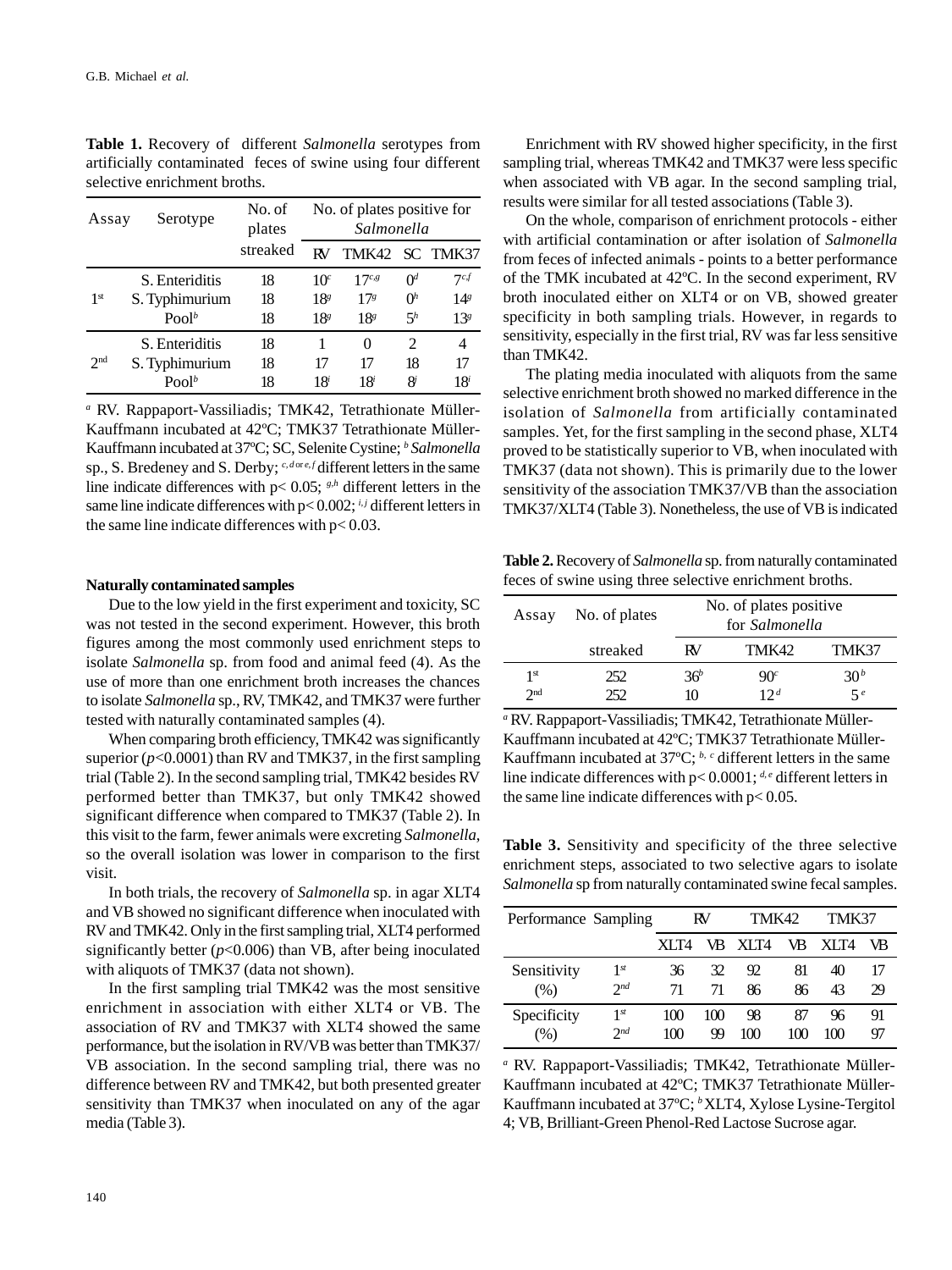**Table 1.** Recovery of different *Salmonella* serotypes from artificially contaminated feces of swine using four different selective enrichment broths.

| Assay | Serotype | No. of plates streaked | No. of plates positive for *Salmonella* | | | |
|---|---|---|---|---|---|---|
| | | | RV | TMK42 | SC | TMK37 |
| 1st | S. Enteritidis | 18 | 10[c] | 17[c,g] | 0[d] | 7[c,f] |
| | S. Typhimurium | 18 | 18[g] | 17[g] | 0[h] | 14[g] |
| | Pool[b] | 18 | 18[g] | 18[g] | 5[h] | 13[g] |
| 2nd | S. Enteritidis | 18 | 1 | 0 | 2 | 4 |
| | S. Typhimurium | 18 | 17 | 17 | 18 | 17 |
| | Pool[b] | 18 | 18[i] | 18[i] | 8[j] | 18[i] |

[a] RV. Rappaport-Vassiliadis; TMK42, Tetrathionate Müller-Kauffmann incubated at 42ºC; TMK37 Tetrathionate Müller-Kauffmann incubated at 37ºC; SC, Selenite Cystine; [b] *Salmonella* sp., S. Bredeney and S. Derby; [c, d or e, f] different letters in the same line indicate differences with p< 0.05; [g,h] different letters in the same line indicate differences with p< 0.002; [i,j] different letters in the same line indicate differences with p< 0.03.

**Naturally contaminated samples**

Due to the low yield in the first experiment and toxicity, SC was not tested in the second experiment. However, this broth figures among the most commonly used enrichment steps to isolate *Salmonella* sp. from food and animal feed (4). As the use of more than one enrichment broth increases the chances to isolate *Salmonella* sp., RV, TMK42, and TMK37 were further tested with naturally contaminated samples (4).

When comparing broth efficiency, TMK42 was significantly superior ($p$<0.0001) than RV and TMK37, in the first sampling trial (Table 2). In the second sampling trial, TMK42 besides RV performed better than TMK37, but only TMK42 showed significant difference when compared to TMK37 (Table 2). In this visit to the farm, fewer animals were excreting *Salmonella*, so the overall isolation was lower in comparison to the first visit.

In both trials, the recovery of *Salmonella* sp. in agar XLT4 and VB showed no significant difference when inoculated with RV and TMK42. Only in the first sampling trial, XLT4 performed significantly better ($p$<0.006) than VB, after being inoculated with aliquots of TMK37 (data not shown).

In the first sampling trial TMK42 was the most sensitive enrichment in association with either XLT4 or VB. The association of RV and TMK37 with XLT4 showed the same performance, but the isolation in RV/VB was better than TMK37/VB association. In the second sampling trial, there was no difference between RV and TMK42, but both presented greater sensitivity than TMK37 when inoculated on any of the agar media (Table 3).

Enrichment with RV showed higher specificity, in the first sampling trial, whereas TMK42 and TMK37 were less specific when associated with VB agar. In the second sampling trial, results were similar for all tested associations (Table 3).

On the whole, comparison of enrichment protocols - either with artificial contamination or after isolation of *Salmonella* from feces of infected animals - points to a better performance of the TMK incubated at 42ºC. In the second experiment, RV broth inoculated either on XLT4 or on VB, showed greater specificity in both sampling trials. However, in regards to sensitivity, especially in the first trial, RV was far less sensitive than TMK42.

The plating media inoculated with aliquots from the same selective enrichment broth showed no marked difference in the isolation of *Salmonella* from artificially contaminated samples. Yet, for the first sampling in the second phase, XLT4 proved to be statistically superior to VB, when inoculated with TMK37 (data not shown). This is primarily due to the lower sensitivity of the association TMK37/VB than the association TMK37/XLT4 (Table 3). Nonetheless, the use of VB is indicated

**Table 2.** Recovery of *Salmonella* sp. from naturally contaminated feces of swine using three selective enrichment broths.

| Assay | No. of plates streaked | No. of plates positive for *Salmonella* | | |
|---|---|---|---|---|
| | | RV | TMK42 | TMK37 |
| 1st | 252 | 36[b] | 90[c] | 30[b] |
| 2nd | 252 | 10 | 12[d] | 5[e] |

[a] RV. Rappaport-Vassiliadis; TMK42, Tetrathionate Müller-Kauffmann incubated at 42ºC; TMK37 Tetrathionate Müller-Kauffmann incubated at 37ºC; [b, c] different letters in the same line indicate differences with p< 0.0001; [d, e] different letters in the same line indicate differences with p< 0.05.

**Table 3.** Sensitivity and specificity of the three selective enrichment steps, associated to two selective agars to isolate *Salmonella* sp from naturally contaminated swine fecal samples.

| Performance | Sampling | RV | | TMK42 | | TMK37 | |
|---|---|---|---|---|---|---|---|
| | | XLT4 | VB | XLT4 | VB | XLT4 | VB |
| Sensitivity (%) | 1st | 36 | 32 | 92 | 81 | 40 | 17 |
| | 2nd | 71 | 71 | 86 | 86 | 43 | 29 |
| Specificity (%) | 1st | 100 | 100 | 98 | 87 | 96 | 91 |
| | 2nd | 100 | 99 | 100 | 100 | 100 | 97 |

[a] RV. Rappaport-Vassiliadis; TMK42, Tetrathionate Müller-Kauffmann incubated at 42ºC; TMK37 Tetrathionate Müller-Kauffmann incubated at 37ºC; [b] XLT4, Xylose Lysine-Tergitol 4; VB, Brilliant-Green Phenol-Red Lactose Sucrose agar.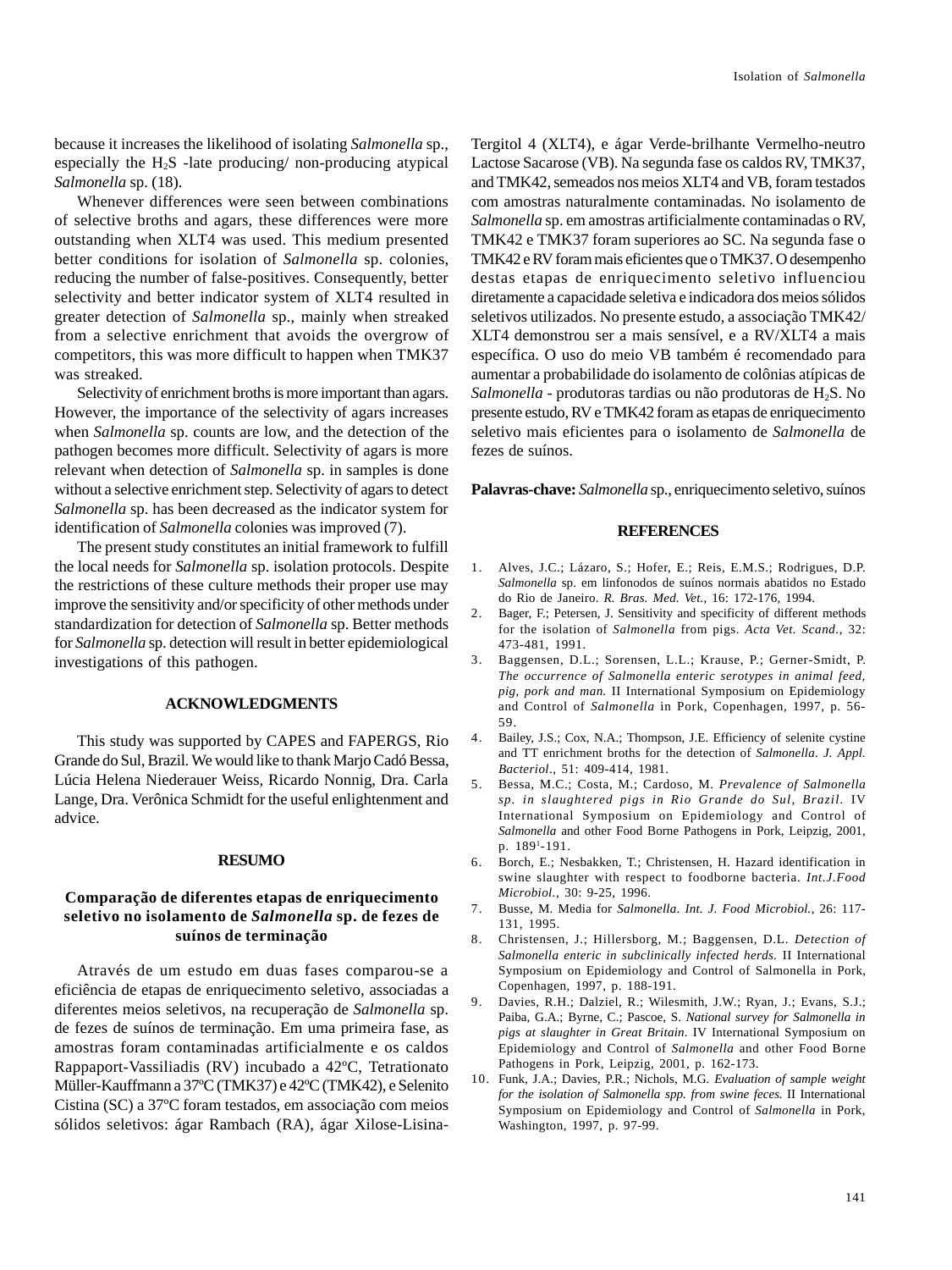because it increases the likelihood of isolating *Salmonella* sp., especially the $H_2S$ -late producing/ non-producing atypical *Salmonella* sp. (18).

Whenever differences were seen between combinations of selective broths and agars, these differences were more outstanding when XLT4 was used. This medium presented better conditions for isolation of *Salmonella* sp. colonies, reducing the number of false-positives. Consequently, better selectivity and better indicator system of XLT4 resulted in greater detection of *Salmonella* sp., mainly when streaked from a selective enrichment that avoids the overgrow of competitors, this was more difficult to happen when TMK37 was streaked.

Selectivity of enrichment broths is more important than agars. However, the importance of the selectivity of agars increases when *Salmonella* sp. counts are low, and the detection of the pathogen becomes more difficult. Selectivity of agars is more relevant when detection of *Salmonella* sp. in samples is done without a selective enrichment step. Selectivity of agars to detect *Salmonella* sp. has been decreased as the indicator system for identification of *Salmonella* colonies was improved (7).

The present study constitutes an initial framework to fulfill the local needs for *Salmonella* sp. isolation protocols. Despite the restrictions of these culture methods their proper use may improve the sensitivity and/or specificity of other methods under standardization for detection of *Salmonella* sp. Better methods for *Salmonella* sp. detection will result in better epidemiological investigations of this pathogen.

## ACKNOWLEDGMENTS

This study was supported by CAPES and FAPERGS, Rio Grande do Sul, Brazil. We would like to thank Marjo Cadó Bessa, Lúcia Helena Niederauer Weiss, Ricardo Nonnig, Dra. Carla Lange, Dra. Verônica Schmidt for the useful enlightenment and advice.

## RESUMO

### Comparação de diferentes etapas de enriquecimento seletivo no isolamento de *Salmonella* sp. de fezes de suínos de terminação

Através de um estudo em duas fases comparou-se a eficiência de etapas de enriquecimento seletivo, associadas a diferentes meios seletivos, na recuperação de *Salmonella* sp. de fezes de suínos de terminação. Em uma primeira fase, as amostras foram contaminadas artificialmente e os caldos Rappaport-Vassiliadis (RV) incubado a 42ºC, Tetrationato Müller-Kauffmann a 37ºC (TMK37) e 42ºC (TMK42), e Selenito Cistina (SC) a 37ºC foram testados, em associação com meios sólidos seletivos: ágar Rambach (RA), ágar Xilose-Lisina-Tergitol 4 (XLT4), e ágar Verde-brilhante Vermelho-neutro Lactose Sacarose (VB). Na segunda fase os caldos RV, TMK37, and TMK42, semeados nos meios XLT4 and VB, foram testados com amostras naturalmente contaminadas. No isolamento de *Salmonella* sp. em amostras artificialmente contaminadas o RV, TMK42 e TMK37 foram superiores ao SC. Na segunda fase o TMK42 e RV foram mais eficientes que o TMK37. O desempenho destas etapas de enriquecimento seletivo influenciou diretamente a capacidade seletiva e indicadora dos meios sólidos seletivos utilizados. No presente estudo, a associação TMK42/ XLT4 demonstrou ser a mais sensível, e a RV/XLT4 a mais específica. O uso do meio VB também é recomendado para aumentar a probabilidade do isolamento de colônias atípicas de *Salmonella* - produtoras tardias ou não produtoras de $H_2S$. No presente estudo, RV e TMK42 foram as etapas de enriquecimento seletivo mais eficientes para o isolamento de *Salmonella* de fezes de suínos.

**Palavras-chave:** *Salmonella* sp., enriquecimento seletivo, suínos

## REFERENCES

1. Alves, J.C.; Lázaro, S.; Hofer, E.; Reis, E.M.S.; Rodrigues, D.P. *Salmonella* sp. em linfonodos de suínos normais abatidos no Estado do Rio de Janeiro. *R. Bras. Med. Vet.*, 16: 172-176, 1994.
2. Bager, F.; Petersen, J. Sensitivity and specificity of different methods for the isolation of *Salmonella* from pigs. *Acta Vet. Scand.*, 32: 473-481, 1991.
3. Baggensen, D.L.; Sorensen, L.L.; Krause, P.; Gerner-Smidt, P. *The occurrence of Salmonella enteric serotypes in animal feed, pig, pork and man.* II International Symposium on Epidemiology and Control of *Salmonella* in Pork, Copenhagen, 1997, p. 56-59.
4. Bailey, J.S.; Cox, N.A.; Thompson, J.E. Efficiency of selenite cystine and TT enrichment broths for the detection of *Salmonella*. *J. Appl. Bacteriol*., 51: 409-414, 1981.
5. Bessa, M.C.; Costa, M.; Cardoso, M. *Prevalence of Salmonella sp. in slaughtered pigs in Rio Grande do Sul, Brazil.* IV International Symposium on Epidemiology and Control of *Salmonella* and other Food Borne Pathogens in Pork, Leipzig, 2001, p. 189[1]-191.
6. Borch, E.; Nesbakken, T.; Christensen, H. Hazard identification in swine slaughter with respect to foodborne bacteria. *Int.J.Food Microbiol.*, 30: 9-25, 1996.
7. Busse, M. Media for *Salmonella*. *Int. J. Food Microbiol.*, 26: 117-131, 1995.
8. Christensen, J.; Hillersborg, M.; Baggensen, D.L. *Detection of Salmonella enteric in subclinically infected herds.* II International Symposium on Epidemiology and Control of Salmonella in Pork, Copenhagen, 1997, p. 188-191.
9. Davies, R.H.; Dalziel, R.; Wilesmith, J.W.; Ryan, J.; Evans, S.J.; Paiba, G.A.; Byrne, C.; Pascoe, S. *National survey for Salmonella in pigs at slaughter in Great Britain.* IV International Symposium on Epidemiology and Control of *Salmonella* and other Food Borne Pathogens in Pork, Leipzig, 2001, p. 162-173.
10. Funk, J.A.; Davies, P.R.; Nichols, M.G. *Evaluation of sample weight for the isolation of Salmonella spp. from swine feces.* II International Symposium on Epidemiology and Control of *Salmonella* in Pork, Washington, 1997, p. 97-99.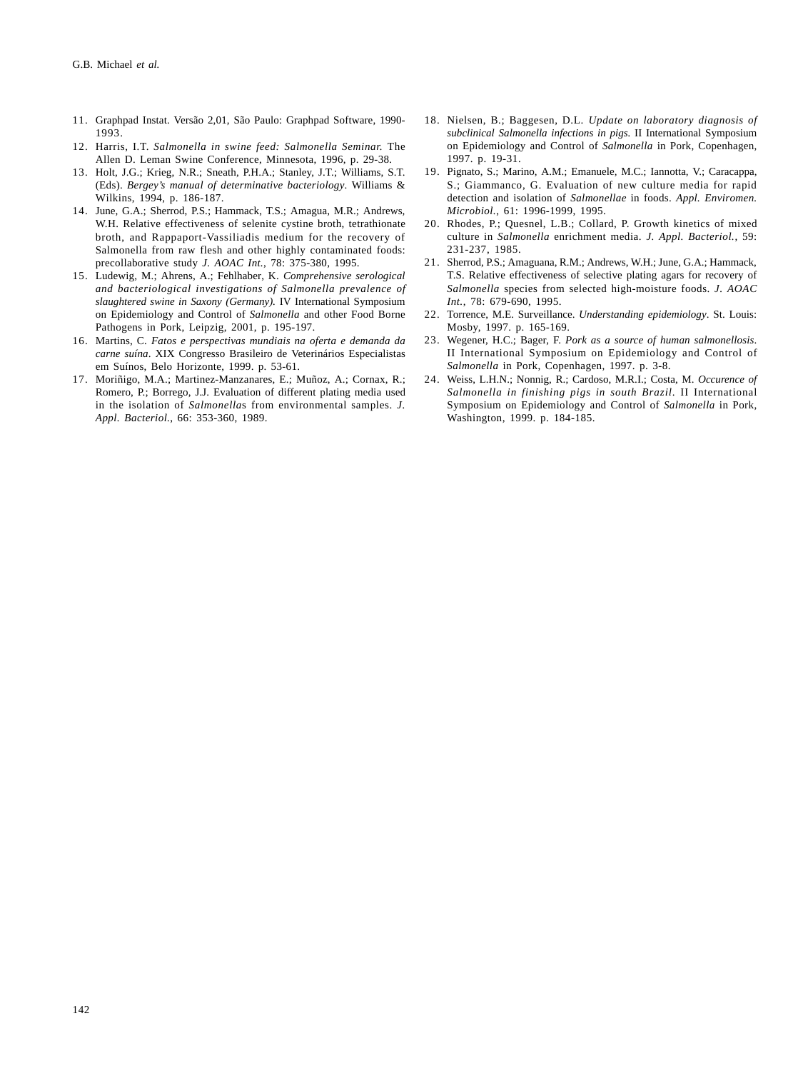11. Graphpad Instat. Versão 2,01, São Paulo: Graphpad Software, 1990-1993.
12. Harris, I.T. *Salmonella in swine feed: Salmonella Seminar.* The Allen D. Leman Swine Conference, Minnesota, 1996, p. 29-38.
13. Holt, J.G.; Krieg, N.R.; Sneath, P.H.A.; Stanley, J.T.; Williams, S.T. (Eds). *Bergey's manual of determinative bacteriology*. Williams & Wilkins, 1994, p. 186-187.
14. June, G.A.; Sherrod, P.S.; Hammack, T.S.; Amagua, M.R.; Andrews, W.H. Relative effectiveness of selenite cystine broth, tetrathionate broth, and Rappaport-Vassiliadis medium for the recovery of Salmonella from raw flesh and other highly contaminated foods: precollaborative study *J. AOAC Int.*, 78: 375-380, 1995.
15. Ludewig, M.; Ahrens, A.; Fehlhaber, K. *Comprehensive serological and bacteriological investigations of Salmonella prevalence of slaughtered swine in Saxony (Germany).* IV International Symposium on Epidemiology and Control of *Salmonella* and other Food Borne Pathogens in Pork, Leipzig, 2001, p. 195-197.
16. Martins, C. *Fatos e perspectivas mundiais na oferta e demanda da carne suína*. XIX Congresso Brasileiro de Veterinários Especialistas em Suínos, Belo Horizonte, 1999. p. 53-61.
17. Moriñigo, M.A.; Martinez-Manzanares, E.; Muñoz, A.; Cornax, R.; Romero, P.; Borrego, J.J. Evaluation of different plating media used in the isolation of *Salmonella*s from environmental samples. *J. Appl. Bacteriol.*, 66: 353-360, 1989.
18. Nielsen, B.; Baggesen, D.L. *Update on laboratory diagnosis of subclinical Salmonella infections in pigs.* II International Symposium on Epidemiology and Control of *Salmonella* in Pork, Copenhagen, 1997. p. 19-31.
19. Pignato, S.; Marino, A.M.; Emanuele, M.C.; Iannotta, V.; Caracappa, S.; Giammanco, G. Evaluation of new culture media for rapid detection and isolation of *Salmonellae* in foods. *Appl. Enviromen. Microbiol.*, 61: 1996-1999, 1995.
20. Rhodes, P.; Quesnel, L.B.; Collard, P. Growth kinetics of mixed culture in *Salmonella* enrichment media. *J. Appl. Bacteriol.*, 59: 231-237, 1985.
21. Sherrod, P.S.; Amaguana, R.M.; Andrews, W.H.; June, G.A.; Hammack, T.S. Relative effectiveness of selective plating agars for recovery of *Salmonella* species from selected high-moisture foods. *J. AOAC Int.*, 78: 679-690, 1995.
22. Torrence, M.E. Surveillance. *Understanding epidemiology*. St. Louis: Mosby, 1997. p. 165-169.
23. Wegener, H.C.; Bager, F. *Pork as a source of human salmonellosis*. II International Symposium on Epidemiology and Control of *Salmonella* in Pork, Copenhagen, 1997. p. 3-8.
24. Weiss, L.H.N.; Nonnig, R.; Cardoso, M.R.I.; Costa, M. *Occurence of Salmonella in finishing pigs in south Brazil*. II International Symposium on Epidemiology and Control of *Salmonella* in Pork, Washington, 1999. p. 184-185.